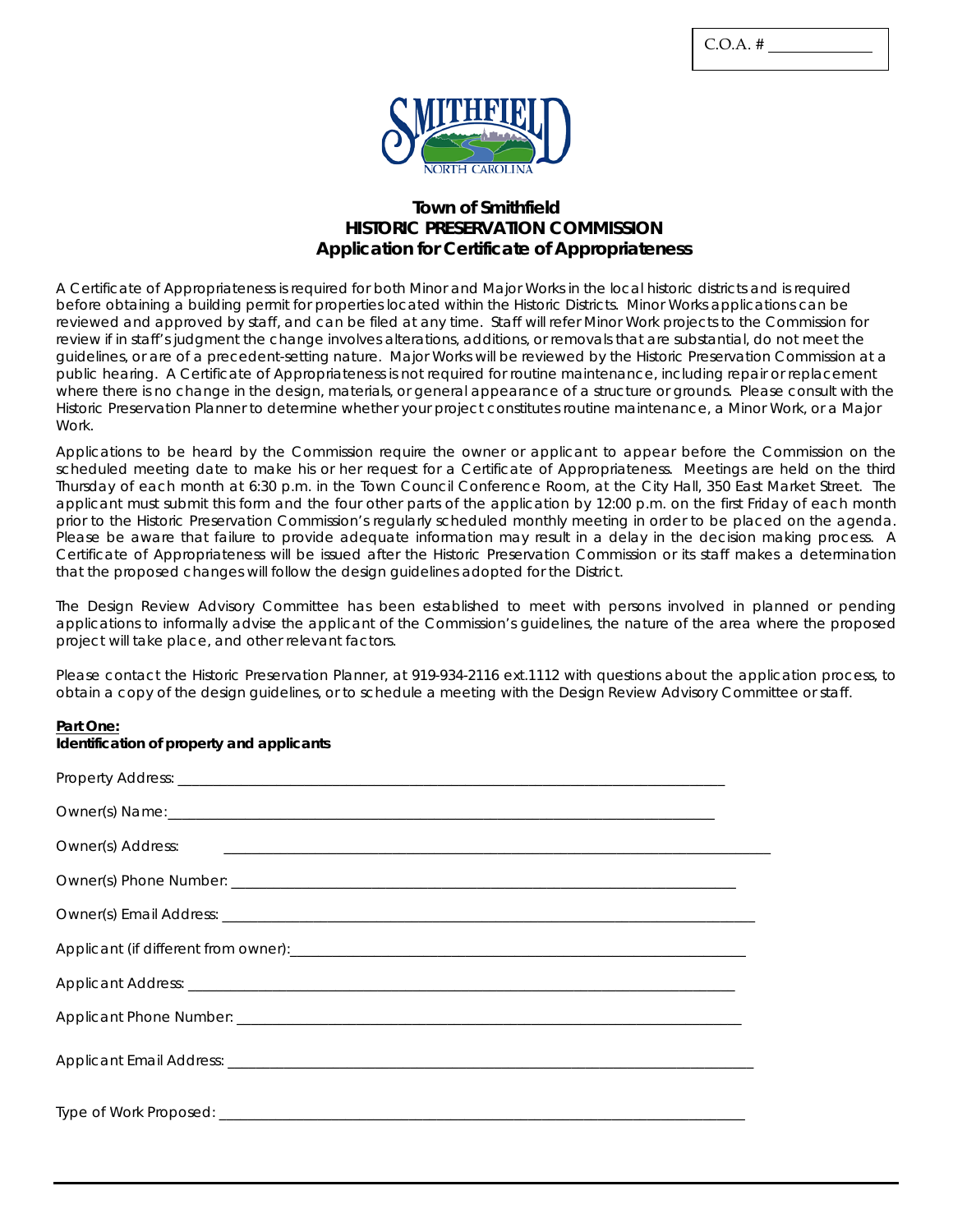C.O.A. # ____________

# Town of Smithfield
## HISTORIC PRESERVATION COMMISSION
## Application for Certificate of Appropriateness

A Certificate of Appropriateness is required for both Minor and Major Works in the local historic districts and is required before obtaining a building permit for properties located within the Historic Districts. Minor Works applications can be reviewed and approved by staff, and can be filed at any time. Staff will refer Minor Work projects to the Commission for review if in staff's judgment the change involves alterations, additions, or removals that are substantial, do not meet the guidelines, or are of a precedent-setting nature. Major Works will be reviewed by the Historic Preservation Commission at a public hearing. A Certificate of Appropriateness is not required for routine maintenance, including repair or replacement where there is no change in the design, materials, or general appearance of a structure or grounds. Please consult with the Historic Preservation Planner to determine whether your project constitutes routine maintenance, a Minor Work, or a Major Work.

Applications to be heard by the Commission require the owner or applicant to appear before the Commission on the scheduled meeting date to make his or her request for a Certificate of Appropriateness. Meetings are held on the third Thursday of each month at 6:30 p.m. in the Town Council Conference Room, at the City Hall, 350 East Market Street. The applicant must submit this form and the four other parts of the application by 12:00 p.m. on the first Friday of each month prior to the Historic Preservation Commission's regularly scheduled monthly meeting in order to be placed on the agenda. Please be aware that failure to provide adequate information may result in a delay in the decision making process. A Certificate of Appropriateness will be issued after the Historic Preservation Commission or its staff makes a determination that the proposed changes will follow the design guidelines adopted for the District.

The Design Review Advisory Committee has been established to meet with persons involved in planned or pending applications to informally advise the applicant of the Commission's guidelines, the nature of the area where the proposed project will take place, and other relevant factors.

Please contact the Historic Preservation Planner, at 919-934-2116 ext.1112 with questions about the application process, to obtain a copy of the design guidelines, or to schedule a meeting with the Design Review Advisory Committee or staff.

**Part One:**
**Identification of property and applicants**

Property Address: ____________________________________________

Owner(s) Name: ____________________________________________

Owner(s) Address: ____________________________________________

Owner(s) Phone Number: ____________________________________________

Owner(s) Email Address: ____________________________________________

Applicant (if different from owner): ____________________________________________

Applicant Address: ____________________________________________

Applicant Phone Number: ____________________________________________

Applicant Email Address: ____________________________________________

Type of Work Proposed: ____________________________________________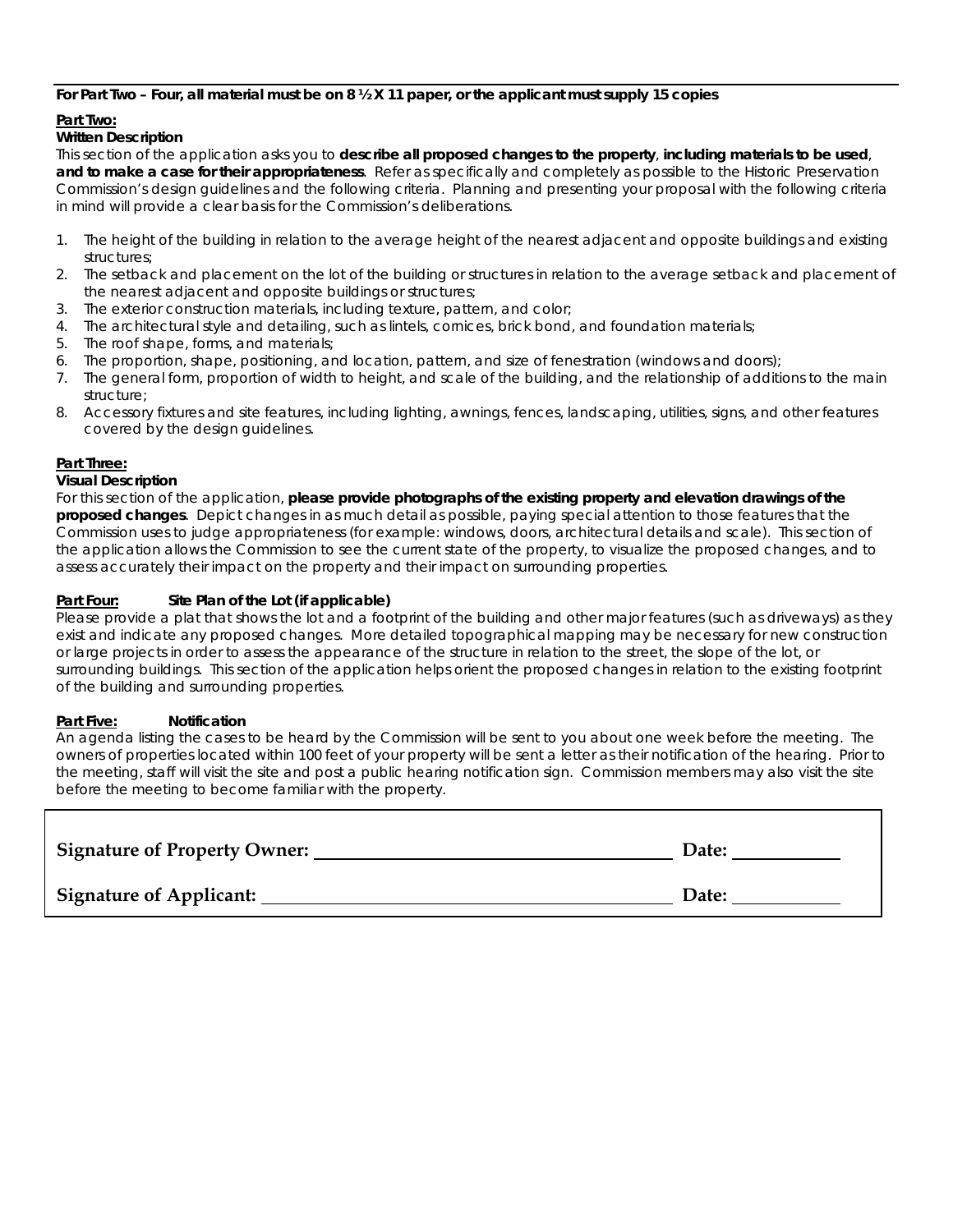**For Part Two – Four, all material must be on 8 ½ X 11 paper, or the applicant must supply 15 copies**

**Part Two:**

**Written Description**

This section of the application asks you to **describe all proposed changes to the property**, **including materials to be used**, **and to make a case for their appropriateness**. Refer as specifically and completely as possible to the Historic Preservation Commission's design guidelines and the following criteria. Planning and presenting your proposal with the following criteria in mind will provide a clear basis for the Commission's deliberations.

1. The height of the building in relation to the average height of the nearest adjacent and opposite buildings and existing structures;
2. The setback and placement on the lot of the building or structures in relation to the average setback and placement of the nearest adjacent and opposite buildings or structures;
3. The exterior construction materials, including texture, pattern, and color;
4. The architectural style and detailing, such as lintels, cornices, brick bond, and foundation materials;
5. The roof shape, forms, and materials;
6. The proportion, shape, positioning, and location, pattern, and size of fenestration (windows and doors);
7. The general form, proportion of width to height, and scale of the building, and the relationship of additions to the main structure;
8. Accessory fixtures and site features, including lighting, awnings, fences, landscaping, utilities, signs, and other features covered by the design guidelines.

**Part Three:**

**Visual Description**

For this section of the application, **please provide photographs of the existing property and elevation drawings of the proposed changes**. Depict changes in as much detail as possible, paying special attention to those features that the Commission uses to judge appropriateness (for example: windows, doors, architectural details and scale). This section of the application allows the Commission to see the current state of the property, to visualize the proposed changes, and to assess accurately their impact on the property and their impact on surrounding properties.

**Part Four: Site Plan of the Lot (if applicable)**

Please provide a plat that shows the lot and a footprint of the building and other major features (such as driveways) as they exist and indicate any proposed changes. More detailed topographical mapping may be necessary for new construction or large projects in order to assess the appearance of the structure in relation to the street, the slope of the lot, or surrounding buildings. This section of the application helps orient the proposed changes in relation to the existing footprint of the building and surrounding properties.

**Part Five: Notification**

An agenda listing the cases to be heard by the Commission will be sent to you about one week before the meeting. The owners of properties located within 100 feet of your property will be sent a letter as their notification of the hearing. Prior to the meeting, staff will visit the site and post a public hearing notification sign. Commission members may also visit the site before the meeting to become familiar with the property.

**Signature of Property Owner:** ______________________________ **Date:** __________

**Signature of Applicant:** ______________________________ **Date:** __________